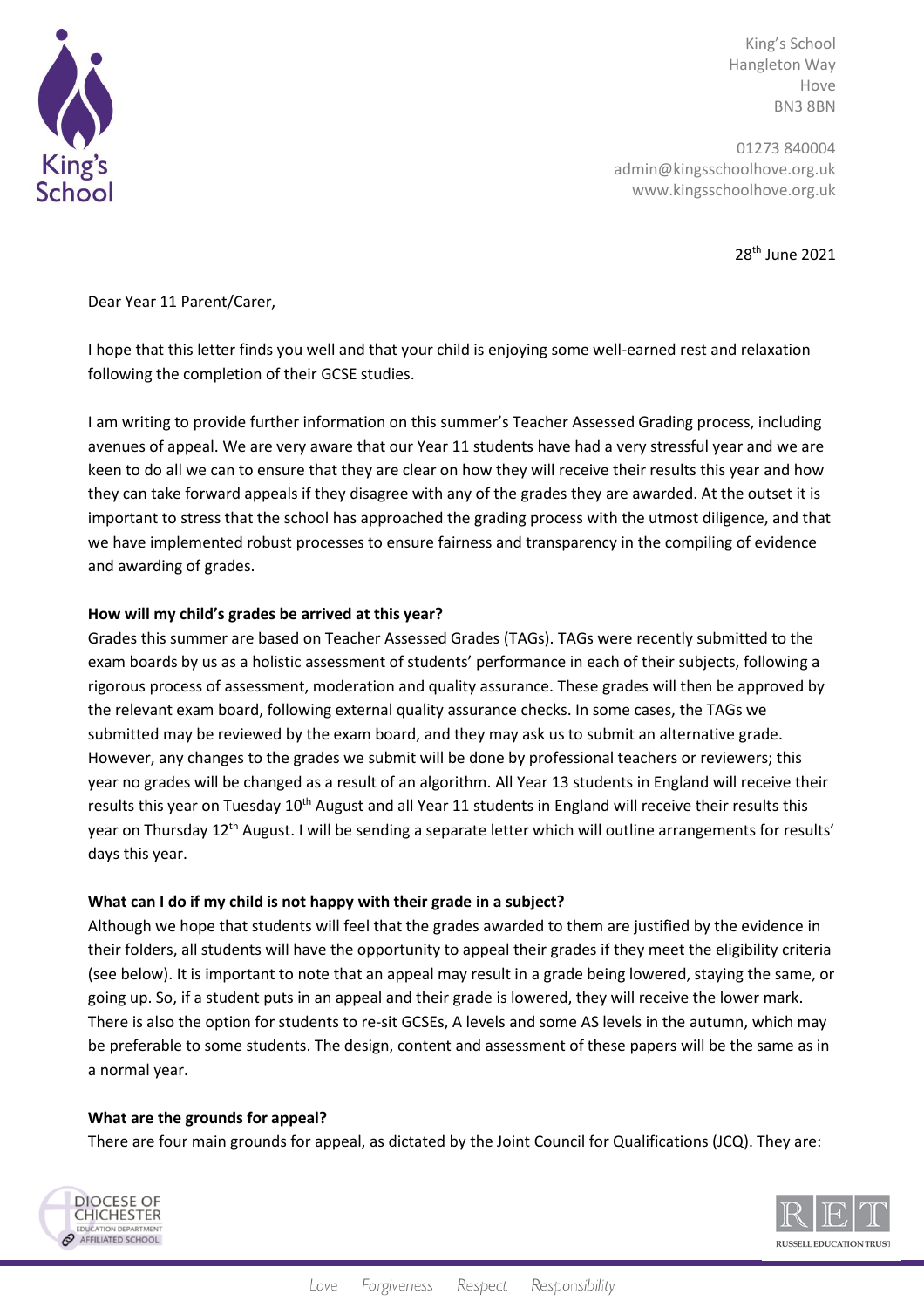King's School
Hangleton Way
Hove
BN3 8BN

01273 840004
admin@kingsschoolhove.org.uk
www.kingsschoolhove.org.uk

28th June 2021

Dear Year 11 Parent/Carer,

I hope that this letter finds you well and that your child is enjoying some well-earned rest and relaxation following the completion of their GCSE studies.

I am writing to provide further information on this summer's Teacher Assessed Grading process, including avenues of appeal. We are very aware that our Year 11 students have had a very stressful year and we are keen to do all we can to ensure that they are clear on how they will receive their results this year and how they can take forward appeals if they disagree with any of the grades they are awarded. At the outset it is important to stress that the school has approached the grading process with the utmost diligence, and that we have implemented robust processes to ensure fairness and transparency in the compiling of evidence and awarding of grades.

**How will my child's grades be arrived at this year?**
Grades this summer are based on Teacher Assessed Grades (TAGs). TAGs were recently submitted to the exam boards by us as a holistic assessment of students' performance in each of their subjects, following a rigorous process of assessment, moderation and quality assurance. These grades will then be approved by the relevant exam board, following external quality assurance checks. In some cases, the TAGs we submitted may be reviewed by the exam board, and they may ask us to submit an alternative grade. However, any changes to the grades we submit will be done by professional teachers or reviewers; this year no grades will be changed as a result of an algorithm. All Year 13 students in England will receive their results this year on Tuesday 10th August and all Year 11 students in England will receive their results this year on Thursday 12th August. I will be sending a separate letter which will outline arrangements for results' days this year.

**What can I do if my child is not happy with their grade in a subject?**
Although we hope that students will feel that the grades awarded to them are justified by the evidence in their folders, all students will have the opportunity to appeal their grades if they meet the eligibility criteria (see below). It is important to note that an appeal may result in a grade being lowered, staying the same, or going up. So, if a student puts in an appeal and their grade is lowered, they will receive the lower mark. There is also the option for students to re-sit GCSEs, A levels and some AS levels in the autumn, which may be preferable to some students. The design, content and assessment of these papers will be the same as in a normal year.

**What are the grounds for appeal?**
There are four main grounds for appeal, as dictated by the Joint Council for Qualifications (JCQ). They are: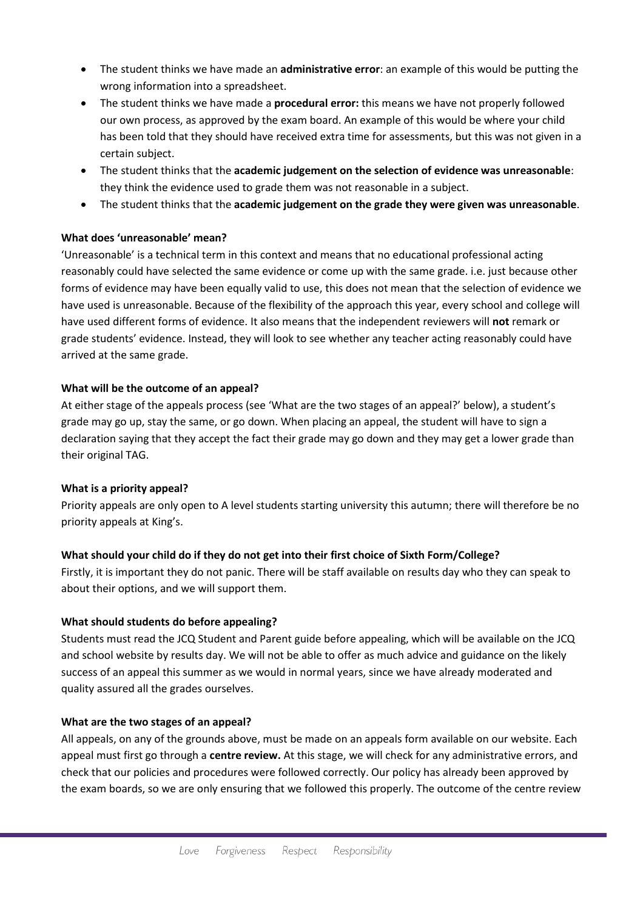- The student thinks we have made an **administrative error**: an example of this would be putting the wrong information into a spreadsheet.
- The student thinks we have made a **procedural error:** this means we have not properly followed our own process, as approved by the exam board. An example of this would be where your child has been told that they should have received extra time for assessments, but this was not given in a certain subject.
- The student thinks that the **academic judgement on the selection of evidence was unreasonable**: they think the evidence used to grade them was not reasonable in a subject.
- The student thinks that the **academic judgement on the grade they were given was unreasonable**.

**What does 'unreasonable' mean?**

'Unreasonable' is a technical term in this context and means that no educational professional acting reasonably could have selected the same evidence or come up with the same grade. i.e. just because other forms of evidence may have been equally valid to use, this does not mean that the selection of evidence we have used is unreasonable. Because of the flexibility of the approach this year, every school and college will have used different forms of evidence. It also means that the independent reviewers will **not** remark or grade students' evidence. Instead, they will look to see whether any teacher acting reasonably could have arrived at the same grade.

**What will be the outcome of an appeal?**

At either stage of the appeals process (see 'What are the two stages of an appeal?' below), a student's grade may go up, stay the same, or go down. When placing an appeal, the student will have to sign a declaration saying that they accept the fact their grade may go down and they may get a lower grade than their original TAG.

**What is a priority appeal?**

Priority appeals are only open to A level students starting university this autumn; there will therefore be no priority appeals at King's.

**What should your child do if they do not get into their first choice of Sixth Form/College?**

Firstly, it is important they do not panic. There will be staff available on results day who they can speak to about their options, and we will support them.

**What should students do before appealing?**

Students must read the JCQ Student and Parent guide before appealing, which will be available on the JCQ and school website by results day. We will not be able to offer as much advice and guidance on the likely success of an appeal this summer as we would in normal years, since we have already moderated and quality assured all the grades ourselves.

**What are the two stages of an appeal?**

All appeals, on any of the grounds above, must be made on an appeals form available on our website. Each appeal must first go through a **centre review.** At this stage, we will check for any administrative errors, and check that our policies and procedures were followed correctly. Our policy has already been approved by the exam boards, so we are only ensuring that we followed this properly. The outcome of the centre review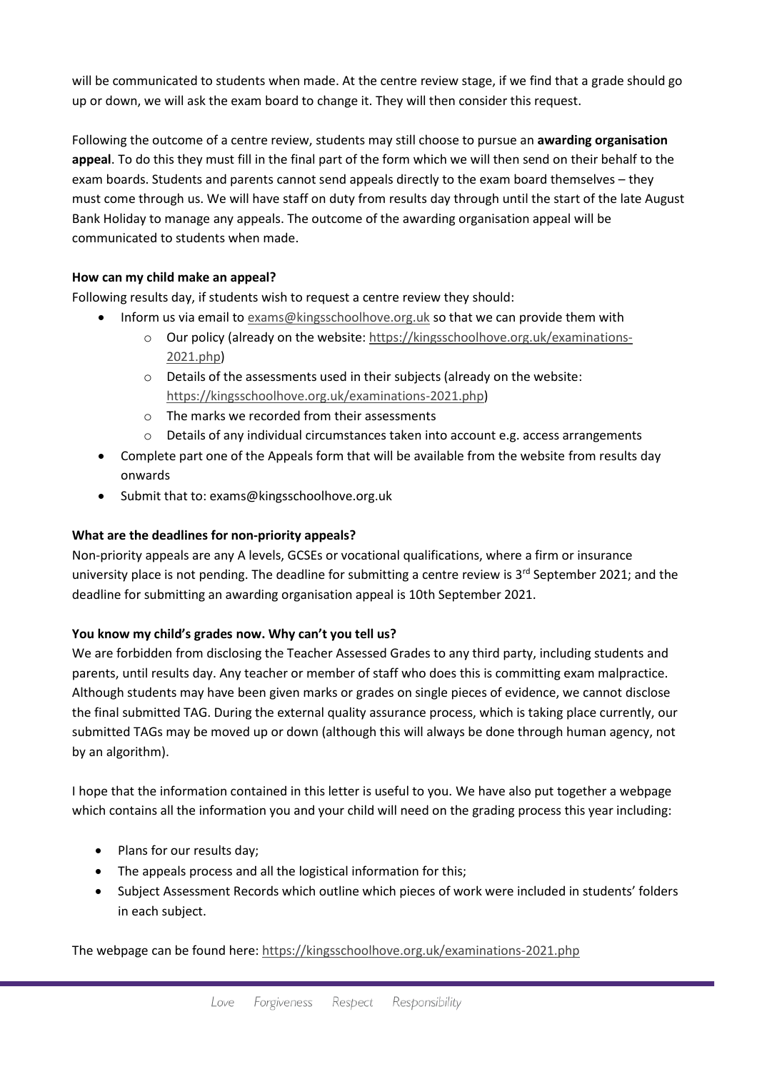will be communicated to students when made. At the centre review stage, if we find that a grade should go up or down, we will ask the exam board to change it. They will then consider this request.

Following the outcome of a centre review, students may still choose to pursue an **awarding organisation appeal**. To do this they must fill in the final part of the form which we will then send on their behalf to the exam boards. Students and parents cannot send appeals directly to the exam board themselves – they must come through us. We will have staff on duty from results day through until the start of the late August Bank Holiday to manage any appeals. The outcome of the awarding organisation appeal will be communicated to students when made.

**How can my child make an appeal?**

Following results day, if students wish to request a centre review they should:

- Inform us via email to exams@kingsschoolhove.org.uk so that we can provide them with
  - Our policy (already on the website: https://kingsschoolhove.org.uk/examinations-2021.php)
  - Details of the assessments used in their subjects (already on the website: https://kingsschoolhove.org.uk/examinations-2021.php)
  - The marks we recorded from their assessments
  - Details of any individual circumstances taken into account e.g. access arrangements
- Complete part one of the Appeals form that will be available from the website from results day onwards
- Submit that to: exams@kingsschoolhove.org.uk

**What are the deadlines for non-priority appeals?**

Non-priority appeals are any A levels, GCSEs or vocational qualifications, where a firm or insurance university place is not pending. The deadline for submitting a centre review is 3rd September 2021; and the deadline for submitting an awarding organisation appeal is 10th September 2021.

**You know my child's grades now. Why can't you tell us?**

We are forbidden from disclosing the Teacher Assessed Grades to any third party, including students and parents, until results day. Any teacher or member of staff who does this is committing exam malpractice. Although students may have been given marks or grades on single pieces of evidence, we cannot disclose the final submitted TAG. During the external quality assurance process, which is taking place currently, our submitted TAGs may be moved up or down (although this will always be done through human agency, not by an algorithm).

I hope that the information contained in this letter is useful to you. We have also put together a webpage which contains all the information you and your child will need on the grading process this year including:

- Plans for our results day;
- The appeals process and all the logistical information for this;
- Subject Assessment Records which outline which pieces of work were included in students' folders in each subject.

The webpage can be found here: https://kingsschoolhove.org.uk/examinations-2021.php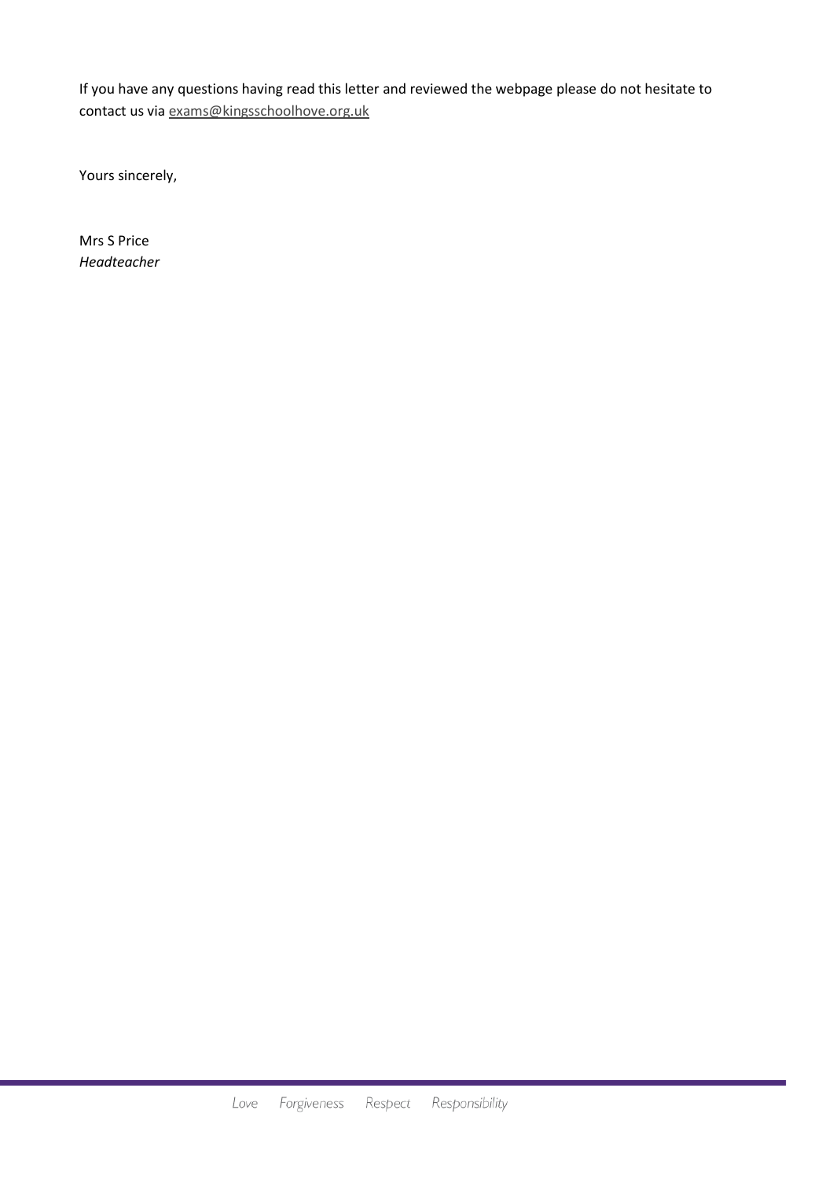If you have any questions having read this letter and reviewed the webpage please do not hesitate to contact us via exams@kingsschoolhove.org.uk

Yours sincerely,

Mrs S Price
*Headteacher*